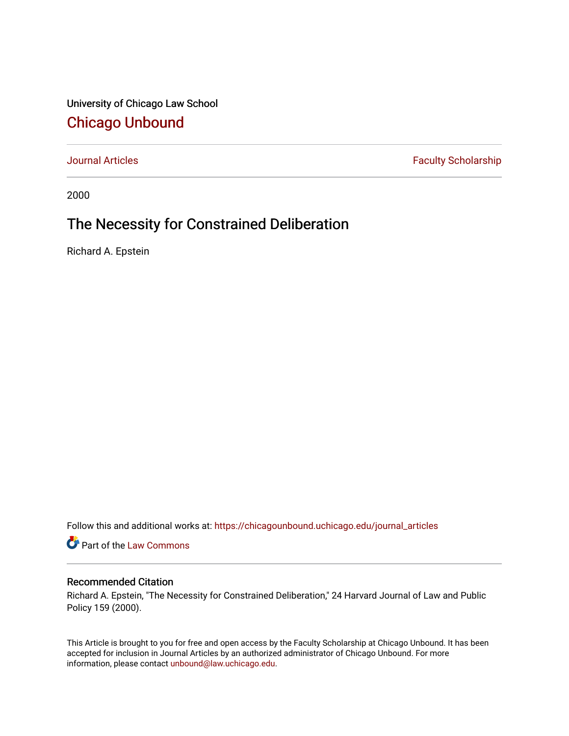University of Chicago Law School

# Chicago Unbound

Journal Articles | Faculty Scholarship

2000

## The Necessity for Constrained Deliberation

Richard A. Epstein

Follow this and additional works at: https://chicagounbound.uchicago.edu/journal_articles

Part of the Law Commons

### Recommended Citation

Richard A. Epstein, "The Necessity for Constrained Deliberation," 24 Harvard Journal of Law and Public Policy 159 (2000).

This Article is brought to you for free and open access by the Faculty Scholarship at Chicago Unbound. It has been accepted for inclusion in Journal Articles by an authorized administrator of Chicago Unbound. For more information, please contact unbound@law.uchicago.edu.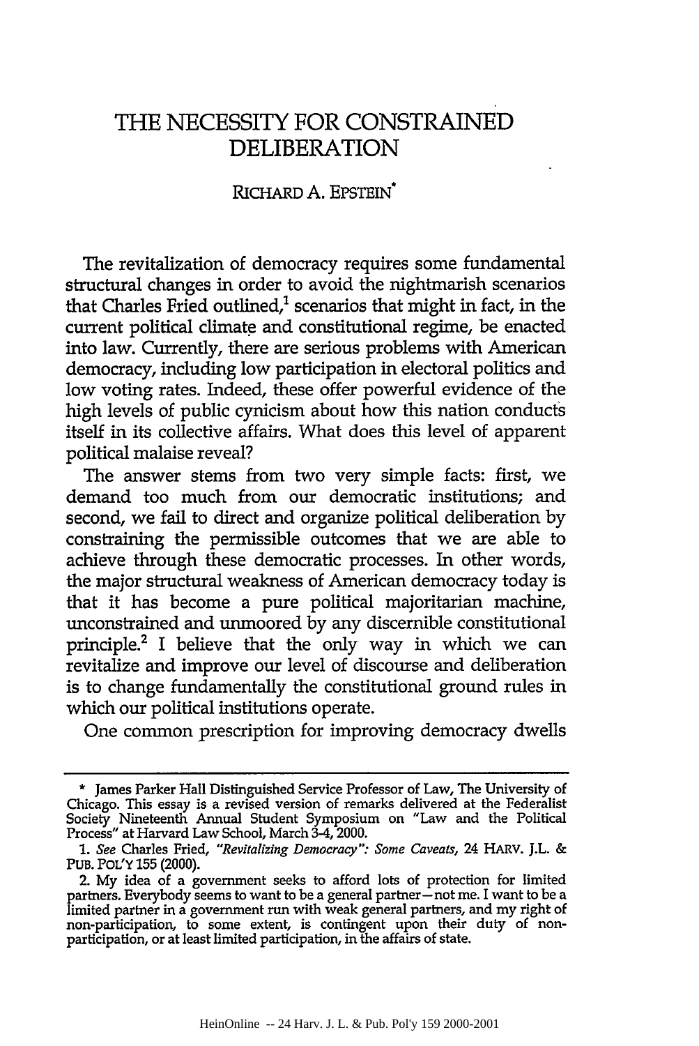# THE NECESSITY FOR CONSTRAINED DELIBERATION

RICHARD A. EPSTEIN*

The revitalization of democracy requires some fundamental structural changes in order to avoid the nightmarish scenarios that Charles Fried outlined,[1] scenarios that might in fact, in the current political climate and constitutional regime, be enacted into law. Currently, there are serious problems with American democracy, including low participation in electoral politics and low voting rates. Indeed, these offer powerful evidence of the high levels of public cynicism about how this nation conducts itself in its collective affairs. What does this level of apparent political malaise reveal?

The answer stems from two very simple facts: first, we demand too much from our democratic institutions; and second, we fail to direct and organize political deliberation by constraining the permissible outcomes that we are able to achieve through these democratic processes. In other words, the major structural weakness of American democracy today is that it has become a pure political majoritarian machine, unconstrained and unmoored by any discernible constitutional principle.[2] I believe that the only way in which we can revitalize and improve our level of discourse and deliberation is to change fundamentally the constitutional ground rules in which our political institutions operate.

One common prescription for improving democracy dwells

---

\* James Parker Hall Distinguished Service Professor of Law, The University of Chicago. This essay is a revised version of remarks delivered at the Federalist Society Nineteenth Annual Student Symposium on "Law and the Political Process" at Harvard Law School, March 3-4, 2000.

1. *See* Charles Fried, *"Revitalizing Democracy": Some Caveats*, 24 HARV. J.L. & PUB. POL'Y 155 (2000).

2. My idea of a government seeks to afford lots of protection for limited partners. Everybody seems to want to be a general partner—not me. I want to be a limited partner in a government run with weak general partners, and my right of non-participation, to some extent, is contingent upon their duty of non-participation, or at least limited participation, in the affairs of state.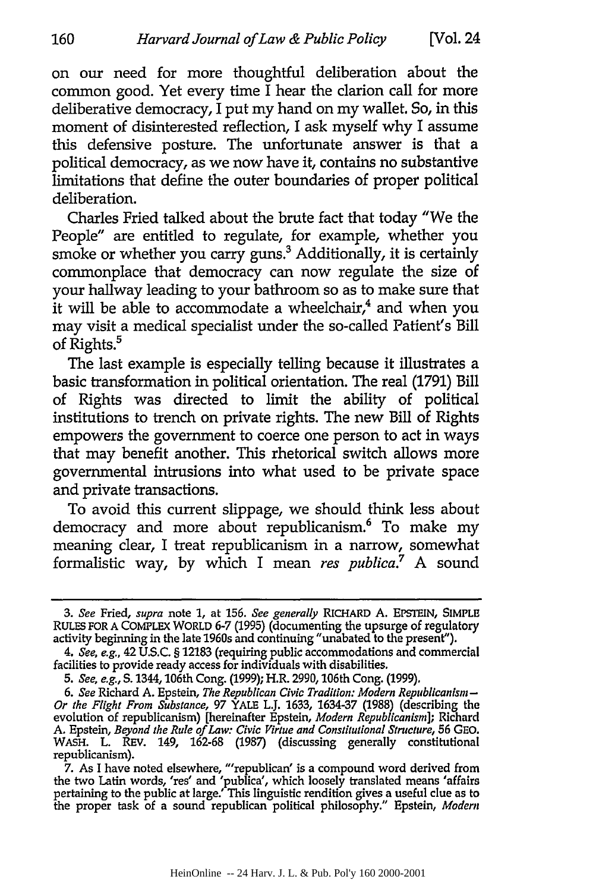on our need for more thoughtful deliberation about the common good. Yet every time I hear the clarion call for more deliberative democracy, I put my hand on my wallet. So, in this moment of disinterested reflection, I ask myself why I assume this defensive posture. The unfortunate answer is that a political democracy, as we now have it, contains no substantive limitations that define the outer boundaries of proper political deliberation.

Charles Fried talked about the brute fact that today "We the People" are entitled to regulate, for example, whether you smoke or whether you carry guns.[3] Additionally, it is certainly commonplace that democracy can now regulate the size of your hallway leading to your bathroom so as to make sure that it will be able to accommodate a wheelchair,[4] and when you may visit a medical specialist under the so-called Patient's Bill of Rights.[5]

The last example is especially telling because it illustrates a basic transformation in political orientation. The real (1791) Bill of Rights was directed to limit the ability of political institutions to trench on private rights. The new Bill of Rights empowers the government to coerce one person to act in ways that may benefit another. This rhetorical switch allows more governmental intrusions into what used to be private space and private transactions.

To avoid this current slippage, we should think less about democracy and more about republicanism.[6] To make my meaning clear, I treat republicanism in a narrow, somewhat formalistic way, by which I mean *res publica*.[7] A sound

---

3. *See* Fried, *supra* note 1, at 156. *See generally* RICHARD A. EPSTEIN, SIMPLE RULES FOR A COMPLEX WORLD 6-7 (1995) (documenting the upsurge of regulatory activity beginning in the late 1960s and continuing "unabated to the present").

4. *See, e.g.*, 42 U.S.C. § 12183 (requiring public accommodations and commercial facilities to provide ready access for individuals with disabilities.

5. *See, e.g.*, S. 1344, 106th Cong. (1999); H.R. 2990, 106th Cong. (1999).

6. *See* Richard A. Epstein, *The Republican Civic Tradition: Modern Republicanism—Or the Flight From Substance*, 97 YALE L.J. 1633, 1634-37 (1988) (describing the evolution of republicanism) [hereinafter Epstein, *Modern Republicanism*]; Richard A. Epstein, *Beyond the Rule of Law: Civic Virtue and Constitutional Structure*, 56 GEO. WASH. L. REV. 149, 162-68 (1987) (discussing generally constitutional republicanism).

7. As I have noted elsewhere, "'republican' is a compound word derived from the two Latin words, 'res' and 'publica', which loosely translated means 'affairs pertaining to the public at large.' This linguistic rendition gives a useful clue as to the proper task of a sound republican political philosophy." Epstein, *Modern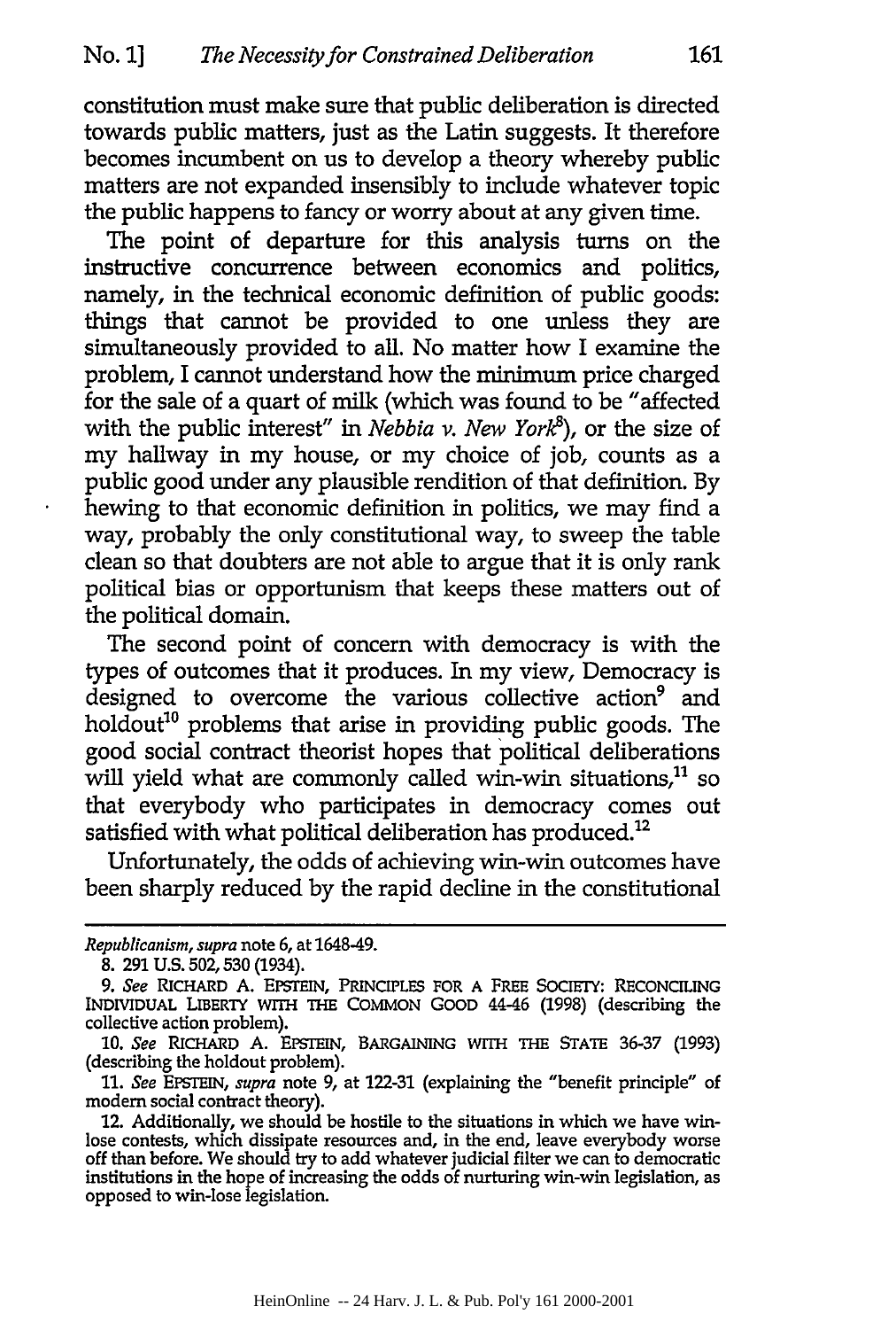constitution must make sure that public deliberation is directed towards public matters, just as the Latin suggests. It therefore becomes incumbent on us to develop a theory whereby public matters are not expanded insensibly to include whatever topic the public happens to fancy or worry about at any given time.

The point of departure for this analysis turns on the instructive concurrence between economics and politics, namely, in the technical economic definition of public goods: things that cannot be provided to one unless they are simultaneously provided to all. No matter how I examine the problem, I cannot understand how the minimum price charged for the sale of a quart of milk (which was found to be "affected with the public interest" in *Nebbia v. New York*[8]), or the size of my hallway in my house, or my choice of job, counts as a public good under any plausible rendition of that definition. By hewing to that economic definition in politics, we may find a way, probably the only constitutional way, to sweep the table clean so that doubters are not able to argue that it is only rank political bias or opportunism that keeps these matters out of the political domain.

The second point of concern with democracy is with the types of outcomes that it produces. In my view, Democracy is designed to overcome the various collective action[9] and holdout[10] problems that arise in providing public goods. The good social contract theorist hopes that political deliberations will yield what are commonly called win-win situations,[11] so that everybody who participates in democracy comes out satisfied with what political deliberation has produced.[12]

Unfortunately, the odds of achieving win-win outcomes have been sharply reduced by the rapid decline in the constitutional

---

*Republicanism*, *supra* note 6, at 1648-49.

8. 291 U.S. 502, 530 (1934).

9. *See* RICHARD A. EPSTEIN, PRINCIPLES FOR A FREE SOCIETY: RECONCILING INDIVIDUAL LIBERTY WITH THE COMMON GOOD 44-46 (1998) (describing the collective action problem).

10. *See* RICHARD A. EPSTEIN, BARGAINING WITH THE STATE 36-37 (1993) (describing the holdout problem).

11. *See* EPSTEIN, *supra* note 9, at 122-31 (explaining the "benefit principle" of modern social contract theory).

12. Additionally, we should be hostile to the situations in which we have win-lose contests, which dissipate resources and, in the end, leave everybody worse off than before. We should try to add whatever judicial filter we can to democratic institutions in the hope of increasing the odds of nurturing win-win legislation, as opposed to win-lose legislation.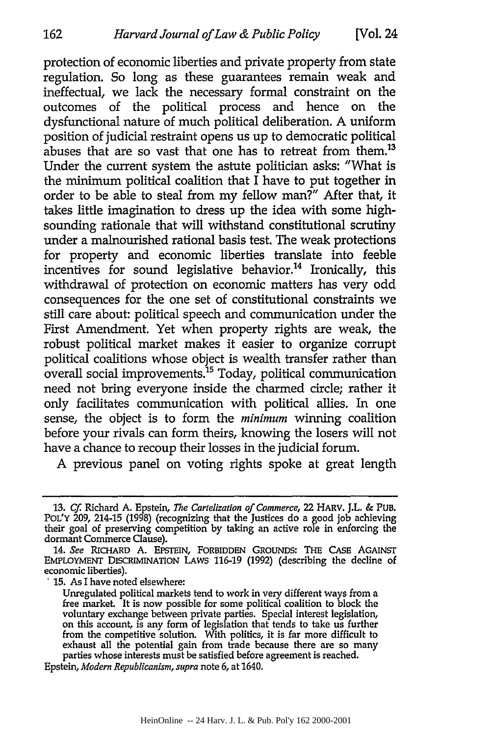protection of economic liberties and private property from state regulation. So long as these guarantees remain weak and ineffectual, we lack the necessary formal constraint on the outcomes of the political process and hence on the dysfunctional nature of much political deliberation. A uniform position of judicial restraint opens us up to democratic political abuses that are so vast that one has to retreat from them.[13] Under the current system the astute politician asks: "What is the minimum political coalition that I have to put together in order to be able to steal from my fellow man?" After that, it takes little imagination to dress up the idea with some high-sounding rationale that will withstand constitutional scrutiny under a malnourished rational basis test. The weak protections for property and economic liberties translate into feeble incentives for sound legislative behavior.[14] Ironically, this withdrawal of protection on economic matters has very odd consequences for the one set of constitutional constraints we still care about: political speech and communication under the First Amendment. Yet when property rights are weak, the robust political market makes it easier to organize corrupt political coalitions whose object is wealth transfer rather than overall social improvements.[15] Today, political communication need not bring everyone inside the charmed circle; rather it only facilitates communication with political allies. In one sense, the object is to form the *minimum* winning coalition before your rivals can form theirs, knowing the losers will not have a chance to recoup their losses in the judicial forum.

A previous panel on voting rights spoke at great length

---

13. *Cf.* Richard A. Epstein, *The Cartelization of Commerce*, 22 HARV. J.L. & PUB. POL'Y 209, 214-15 (1998) (recognizing that the Justices do a good job achieving their goal of preserving competition by taking an active role in enforcing the dormant Commerce Clause).

14. *See* RICHARD A. EPSTEIN, FORBIDDEN GROUNDS: THE CASE AGAINST EMPLOYMENT DISCRIMINATION LAWS 116-19 (1992) (describing the decline of economic liberties).

15. As I have noted elsewhere:

> Unregulated political markets tend to work in very different ways from a free market. It is now possible for some political coalition to block the voluntary exchange between private parties. Special interest legislation, on this account, is any form of legislation that tends to take us further from the competitive solution. With politics, it is far more difficult to exhaust all the potential gain from trade because there are so many parties whose interests must be satisfied before agreement is reached.

Epstein, *Modern Republicanism*, *supra* note 6, at 1640.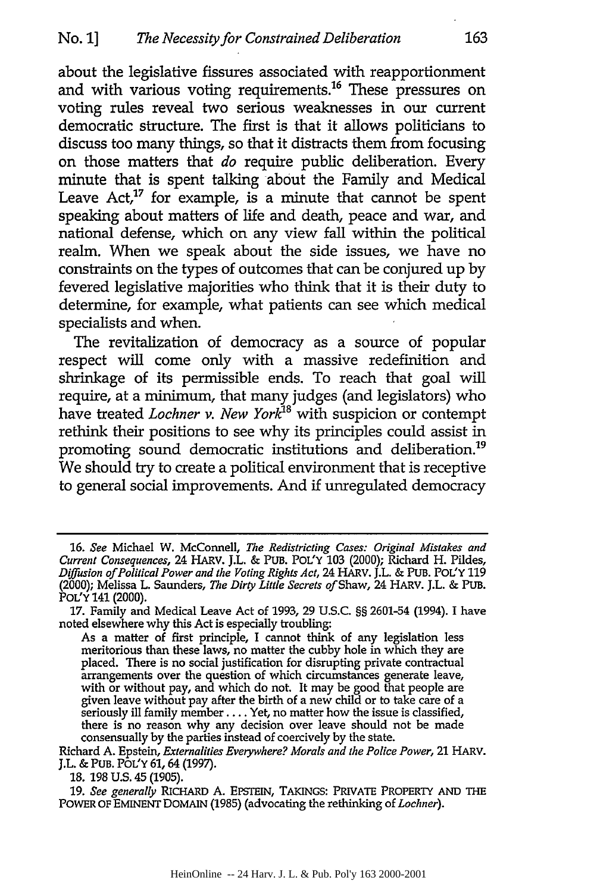about the legislative fissures associated with reapportionment and with various voting requirements.[16] These pressures on voting rules reveal two serious weaknesses in our current democratic structure. The first is that it allows politicians to discuss too many things, so that it distracts them from focusing on those matters that *do* require public deliberation. Every minute that is spent talking about the Family and Medical Leave Act,[17] for example, is a minute that cannot be spent speaking about matters of life and death, peace and war, and national defense, which on any view fall within the political realm. When we speak about the side issues, we have no constraints on the types of outcomes that can be conjured up by fevered legislative majorities who think that it is their duty to determine, for example, what patients can see which medical specialists and when.

The revitalization of democracy as a source of popular respect will come only with a massive redefinition and shrinkage of its permissible ends. To reach that goal will require, at a minimum, that many judges (and legislators) who have treated *Lochner v. New York*[18] with suspicion or contempt rethink their positions to see why its principles could assist in promoting sound democratic institutions and deliberation.[19] We should try to create a political environment that is receptive to general social improvements. And if unregulated democracy

---

16. *See* Michael W. McConnell, *The Redistricting Cases: Original Mistakes and Current Consequences*, 24 HARV. J.L. & PUB. POL'Y 103 (2000); Richard H. Pildes, *Diffusion of Political Power and the Voting Rights Act*, 24 HARV. J.L. & PUB. POL'Y 119 (2000); Melissa L. Saunders, *The Dirty Little Secrets of* Shaw, 24 HARV. J.L. & PUB. POL'Y 141 (2000).

17. Family and Medical Leave Act of 1993, 29 U.S.C. §§ 2601-54 (1994). I have noted elsewhere why this Act is especially troubling:

> As a matter of first principle, I cannot think of any legislation less meritorious than these laws, no matter the cubby hole in which they are placed. There is no social justification for disrupting private contractual arrangements over the question of which circumstances generate leave, with or without pay, and which do not. It may be good that people are given leave without pay after the birth of a new child or to take care of a seriously ill family member . . . . Yet, no matter how the issue is classified, there is no reason why any decision over leave should not be made consensually by the parties instead of coercively by the state.

Richard A. Epstein, *Externalities Everywhere? Morals and the Police Power*, 21 HARV. J.L. & PUB. POL'Y 61, 64 (1997).

18. 198 U.S. 45 (1905).

19. *See generally* RICHARD A. EPSTEIN, TAKINGS: PRIVATE PROPERTY AND THE POWER OF EMINENT DOMAIN (1985) (advocating the rethinking of *Lochner*).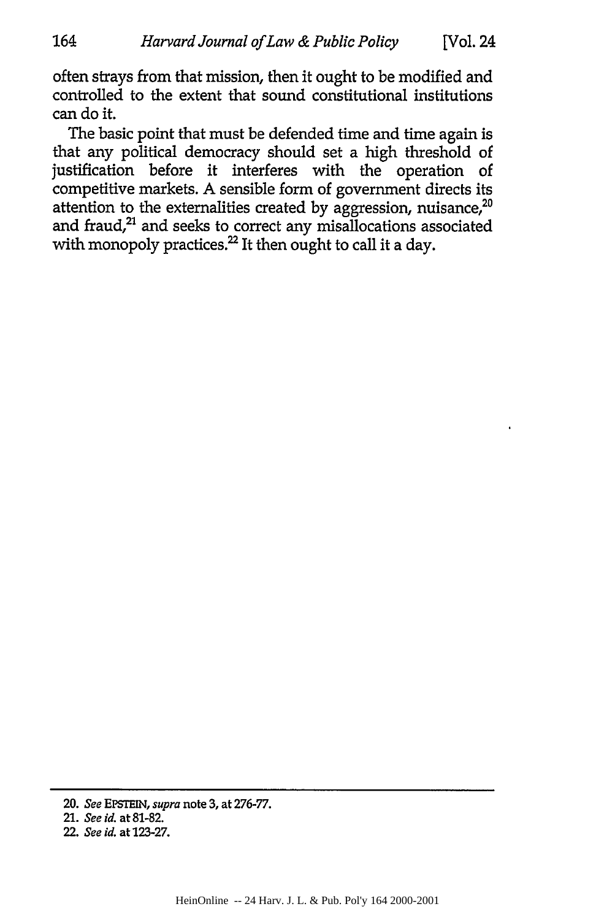often strays from that mission, then it ought to be modified and controlled to the extent that sound constitutional institutions can do it.

The basic point that must be defended time and time again is that any political democracy should set a high threshold of justification before it interferes with the operation of competitive markets. A sensible form of government directs its attention to the externalities created by aggression, nuisance,[20] and fraud,[21] and seeks to correct any misallocations associated with monopoly practices.[22] It then ought to call it a day.

---

20. *See* EPSTEIN, *supra* note 3, at 276-77.

21. *See id.* at 81-82.

22. *See id.* at 123-27.